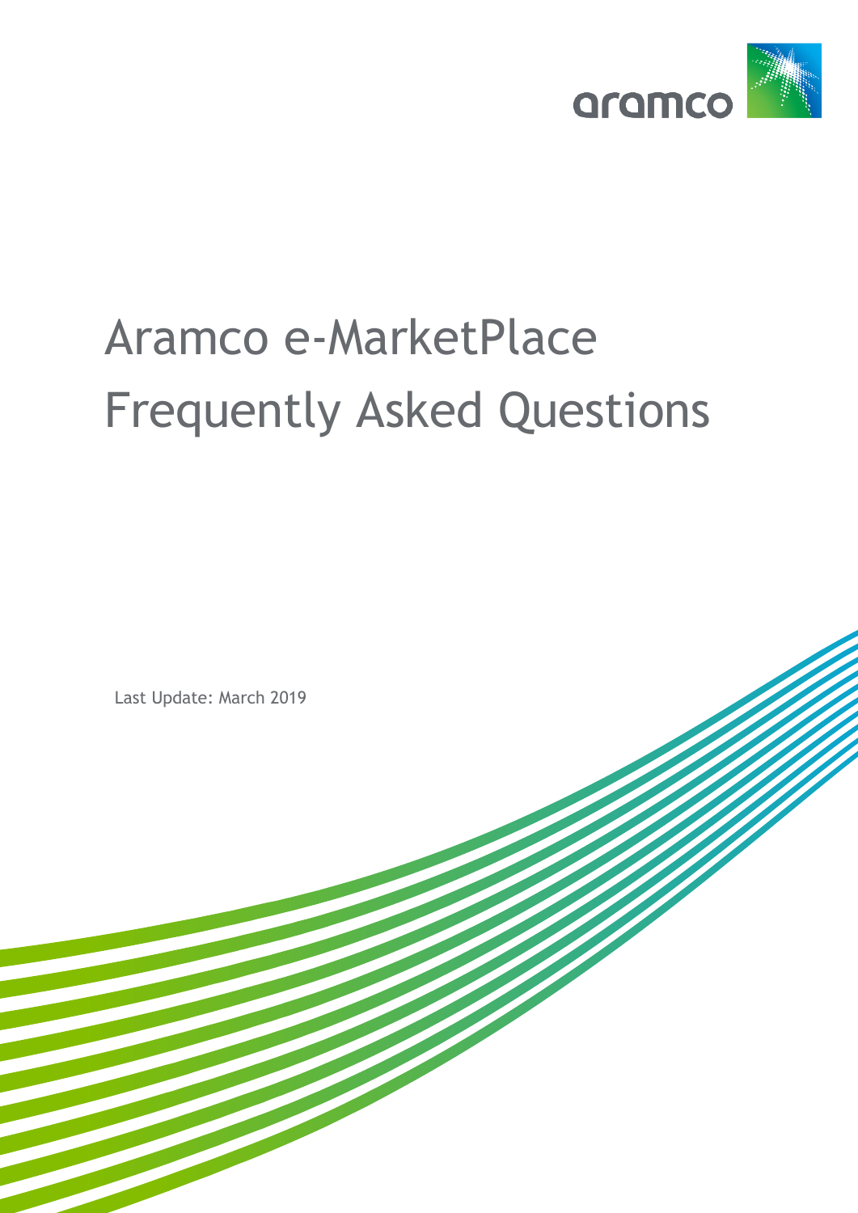aramco

# Aramco e-MarketPlace Frequently Asked Questions

Last Update: March 2019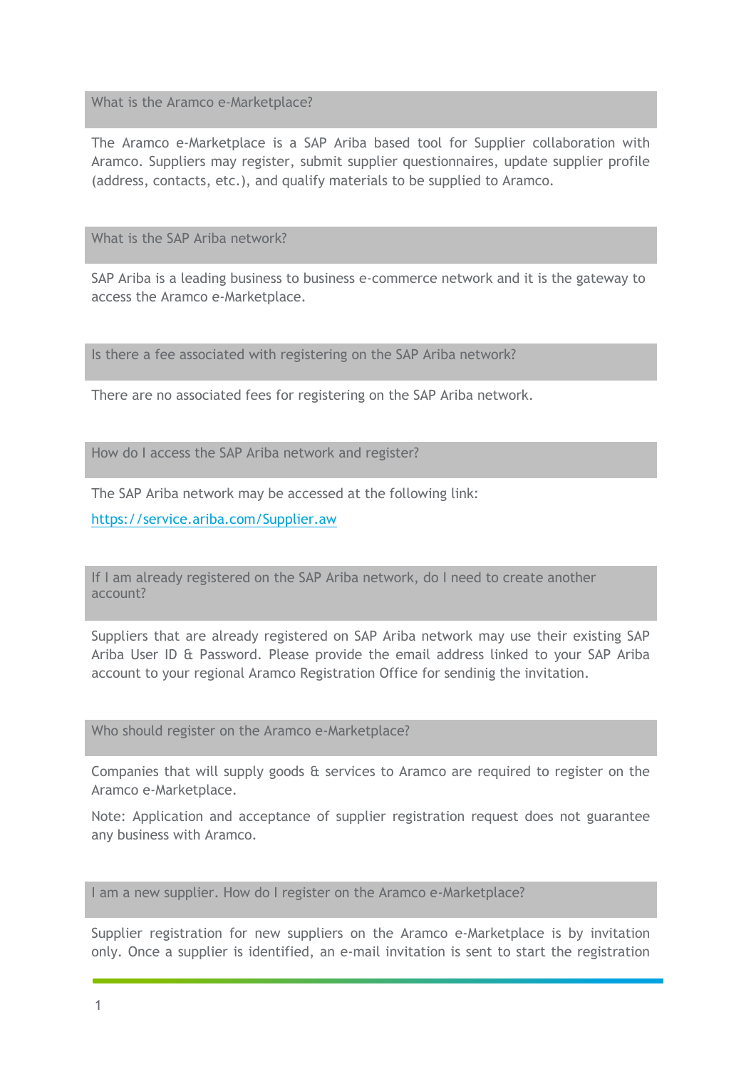## What is the Aramco e-Marketplace?

The Aramco e-Marketplace is a SAP Ariba based tool for Supplier collaboration with Aramco. Suppliers may register, submit supplier questionnaires, update supplier profile (address, contacts, etc.), and qualify materials to be supplied to Aramco.

## What is the SAP Ariba network?

SAP Ariba is a leading business to business e-commerce network and it is the gateway to access the Aramco e-Marketplace.

## Is there a fee associated with registering on the SAP Ariba network?

There are no associated fees for registering on the SAP Ariba network.

## How do I access the SAP Ariba network and register?

The SAP Ariba network may be accessed at the following link:

[https://service.ariba.com/Supplier.aw](https://service.ariba.com/Supplier.aw)

## If I am already registered on the SAP Ariba network, do I need to create another account?

Suppliers that are already registered on SAP Ariba network may use their existing SAP Ariba User ID & Password. Please provide the email address linked to your SAP Ariba account to your regional Aramco Registration Office for sendinig the invitation.

## Who should register on the Aramco e-Marketplace?

Companies that will supply goods & services to Aramco are required to register on the Aramco e-Marketplace.

Note: Application and acceptance of supplier registration request does not guarantee any business with Aramco.

## I am a new supplier. How do I register on the Aramco e-Marketplace?

Supplier registration for new suppliers on the Aramco e-Marketplace is by invitation only. Once a supplier is identified, an e-mail invitation is sent to start the registration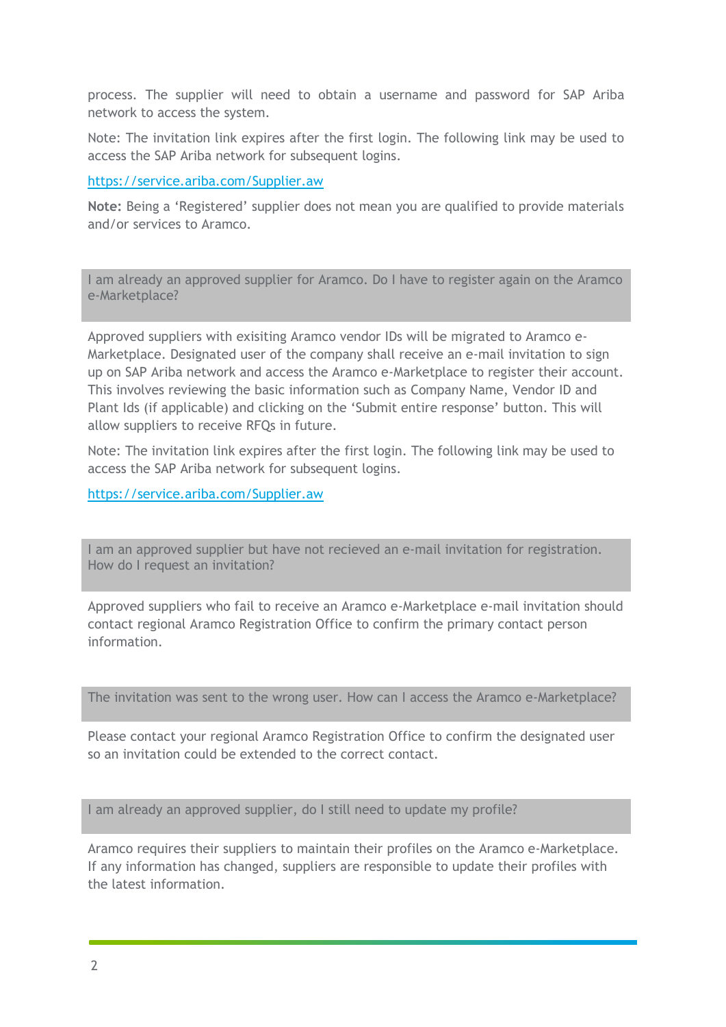process. The supplier will need to obtain a username and password for SAP Ariba network to access the system.

Note: The invitation link expires after the first login. The following link may be used to access the SAP Ariba network for subsequent logins.

https://service.ariba.com/Supplier.aw

**Note:** Being a 'Registered' supplier does not mean you are qualified to provide materials and/or services to Aramco.

### I am already an approved supplier for Aramco. Do I have to register again on the Aramco e-Marketplace?

Approved suppliers with exisiting Aramco vendor IDs will be migrated to Aramco e-Marketplace. Designated user of the company shall receive an e-mail invitation to sign up on SAP Ariba network and access the Aramco e-Marketplace to register their account. This involves reviewing the basic information such as Company Name, Vendor ID and Plant Ids (if applicable) and clicking on the 'Submit entire response' button. This will allow suppliers to receive RFQs in future.

Note: The invitation link expires after the first login. The following link may be used to access the SAP Ariba network for subsequent logins.

https://service.ariba.com/Supplier.aw

### I am an approved supplier but have not recieved an e-mail invitation for registration. How do I request an invitation?

Approved suppliers who fail to receive an Aramco e-Marketplace e-mail invitation should contact regional Aramco Registration Office to confirm the primary contact person information.

### The invitation was sent to the wrong user. How can I access the Aramco e-Marketplace?

Please contact your regional Aramco Registration Office to confirm the designated user so an invitation could be extended to the correct contact.

### I am already an approved supplier, do I still need to update my profile?

Aramco requires their suppliers to maintain their profiles on the Aramco e-Marketplace. If any information has changed, suppliers are responsible to update their profiles with the latest information.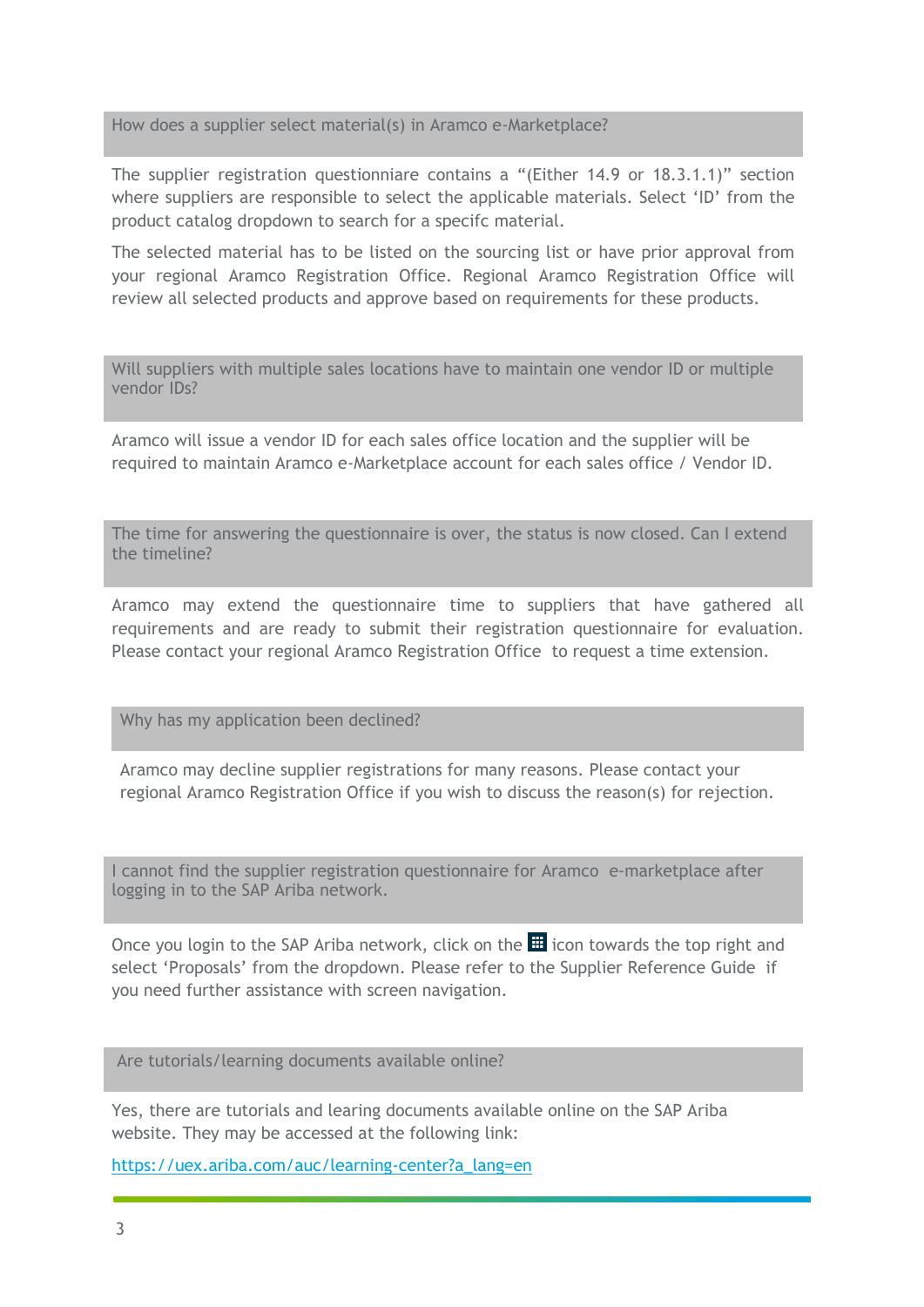### How does a supplier select material(s) in Aramco e-Marketplace?

The supplier registration questionniare contains a "(Either 14.9 or 18.3.1.1)" section where suppliers are responsible to select the applicable materials. Select 'ID' from the product catalog dropdown to search for a specifc material.

The selected material has to be listed on the sourcing list or have prior approval from your regional Aramco Registration Office. Regional Aramco Registration Office will review all selected products and approve based on requirements for these products.

### Will suppliers with multiple sales locations have to maintain one vendor ID or multiple vendor IDs?

Aramco will issue a vendor ID for each sales office location and the supplier will be required to maintain Aramco e-Marketplace account for each sales office / Vendor ID.

### The time for answering the questionnaire is over, the status is now closed. Can I extend the timeline?

Aramco may extend the questionnaire time to suppliers that have gathered all requirements and are ready to submit their registration questionnaire for evaluation. Please contact your regional Aramco Registration Office to request a time extension.

### Why has my application been declined?

Aramco may decline supplier registrations for many reasons. Please contact your regional Aramco Registration Office if you wish to discuss the reason(s) for rejection.

### I cannot find the supplier registration questionnaire for Aramco e-marketplace after logging in to the SAP Ariba network.

Once you login to the SAP Ariba network, click on the ▦ icon towards the top right and select 'Proposals' from the dropdown. Please refer to the Supplier Reference Guide if you need further assistance with screen navigation.

### Are tutorials/learning documents available online?

Yes, there are tutorials and learing documents available online on the SAP Ariba website. They may be accessed at the following link:

https://uex.ariba.com/auc/learning-center?a_lang=en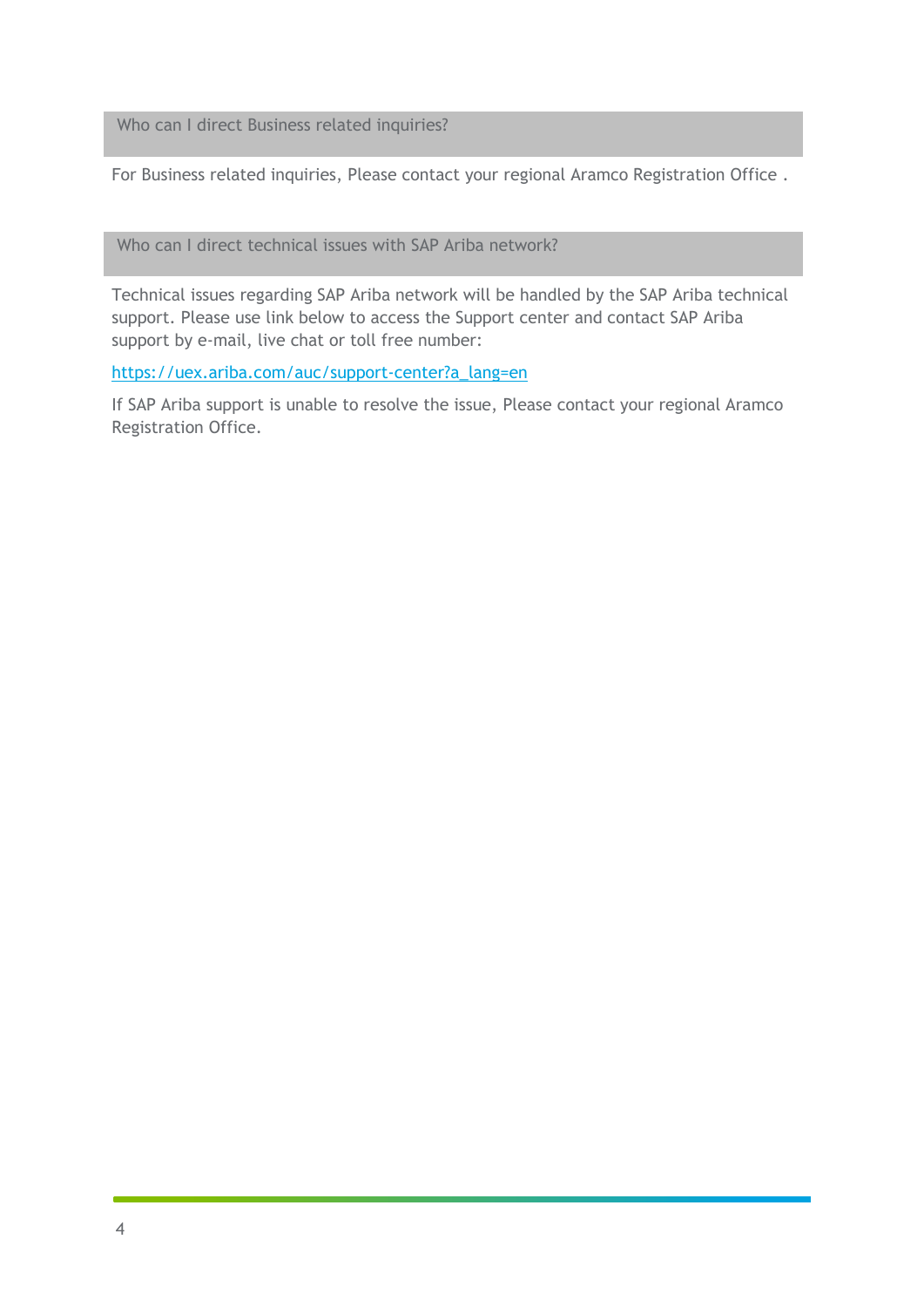### Who can I direct Business related inquiries?

For Business related inquiries, Please contact your regional Aramco Registration Office .

### Who can I direct technical issues with SAP Ariba network?

Technical issues regarding SAP Ariba network will be handled by the SAP Ariba technical support. Please use link below to access the Support center and contact SAP Ariba support by e-mail, live chat or toll free number:

https://uex.ariba.com/auc/support-center?a_lang=en

If SAP Ariba support is unable to resolve the issue, Please contact your regional Aramco Registration Office.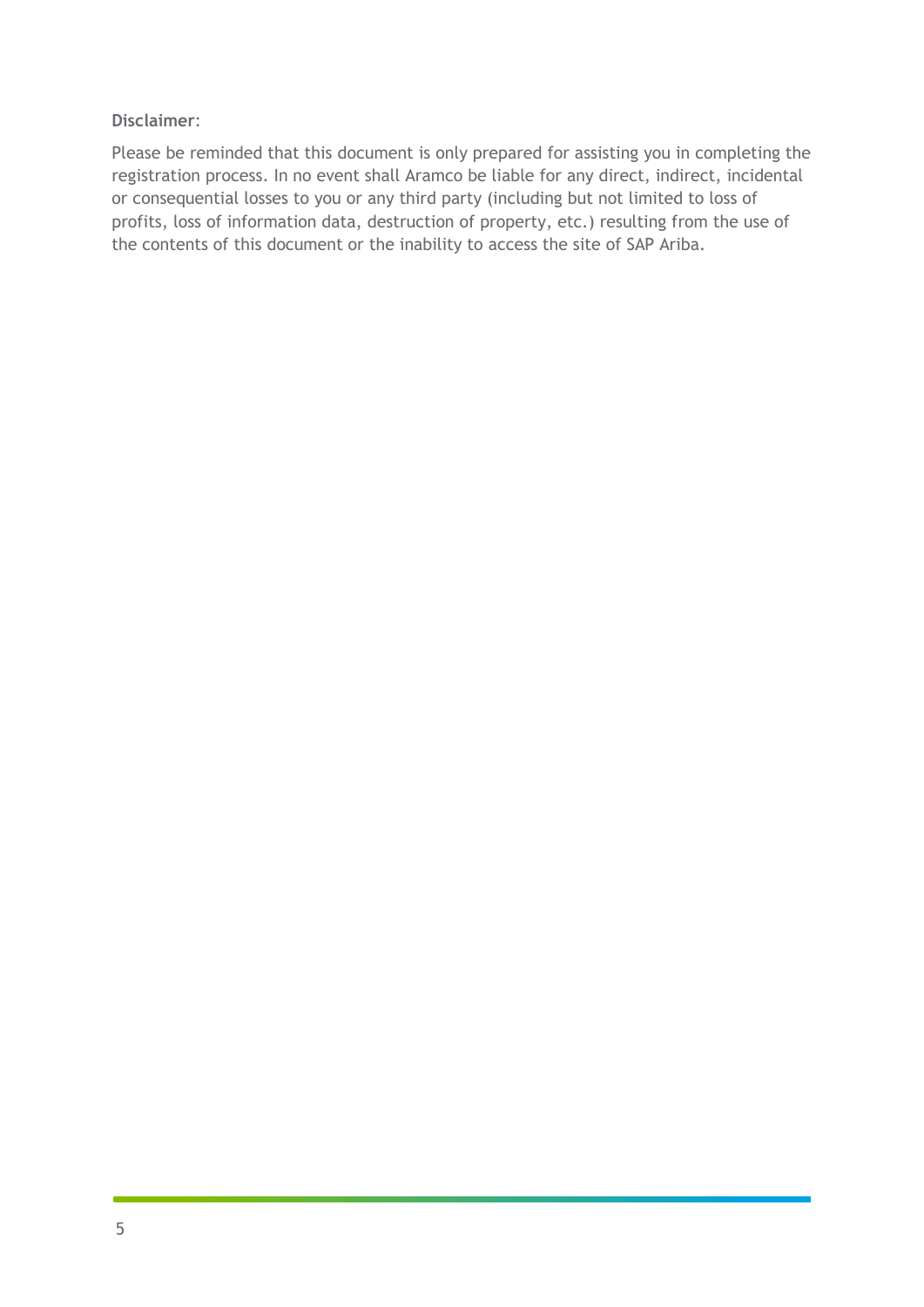**Disclaimer**:

Please be reminded that this document is only prepared for assisting you in completing the registration process. In no event shall Aramco be liable for any direct, indirect, incidental or consequential losses to you or any third party (including but not limited to loss of profits, loss of information data, destruction of property, etc.) resulting from the use of the contents of this document or the inability to access the site of SAP Ariba.